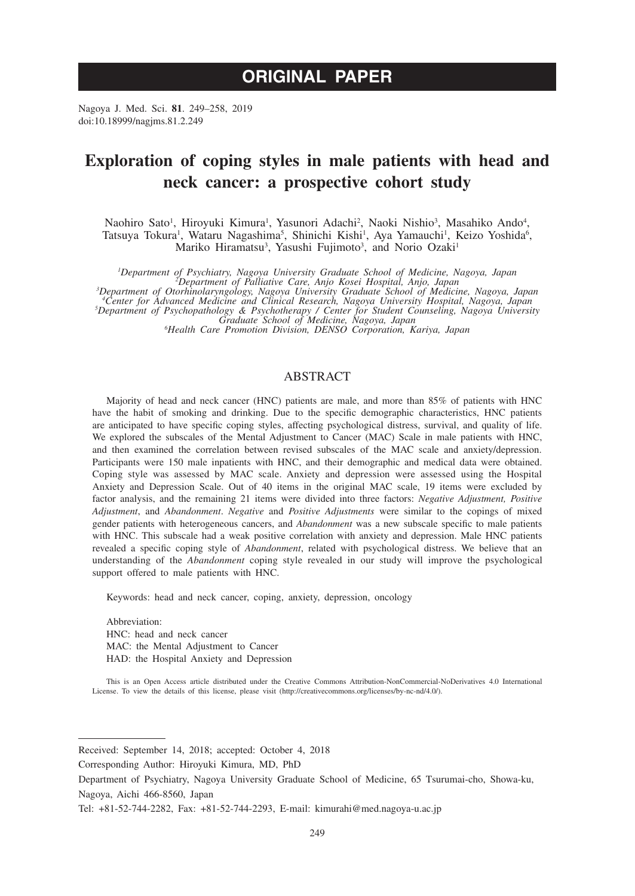# ORIGINAL PAPER

Nagoya J. Med. Sci. **81**. 249–258, 2019
doi:10.18999/nagjms.81.2.249

# Exploration of coping styles in male patients with head and neck cancer: a prospective cohort study

Naohiro Sato[1], Hiroyuki Kimura[1], Yasunori Adachi[2], Naoki Nishio[3], Masahiko Ando[4], Tatsuya Tokura[1], Wataru Nagashima[5], Shinichi Kishi[1], Aya Yamauchi[1], Keizo Yoshida[6], Mariko Hiramatsu[3], Yasushi Fujimoto[3], and Norio Ozaki[1]

*[1]Department of Psychiatry, Nagoya University Graduate School of Medicine, Nagoya, Japan*
*[2]Department of Palliative Care, Anjo Kosei Hospital, Anjo, Japan*
*[3]Department of Otorhinolaryngology, Nagoya University Graduate School of Medicine, Nagoya, Japan*
*[4]Center for Advanced Medicine and Clinical Research, Nagoya University Hospital, Nagoya, Japan*
*[5]Department of Psychopathology & Psychotherapy / Center for Student Counseling, Nagoya University Graduate School of Medicine, Nagoya, Japan*
*[6]Health Care Promotion Division, DENSO Corporation, Kariya, Japan*

## ABSTRACT

Majority of head and neck cancer (HNC) patients are male, and more than 85% of patients with HNC have the habit of smoking and drinking. Due to the specific demographic characteristics, HNC patients are anticipated to have specific coping styles, affecting psychological distress, survival, and quality of life. We explored the subscales of the Mental Adjustment to Cancer (MAC) Scale in male patients with HNC, and then examined the correlation between revised subscales of the MAC scale and anxiety/depression. Participants were 150 male inpatients with HNC, and their demographic and medical data were obtained. Coping style was assessed by MAC scale. Anxiety and depression were assessed using the Hospital Anxiety and Depression Scale. Out of 40 items in the original MAC scale, 19 items were excluded by factor analysis, and the remaining 21 items were divided into three factors: *Negative Adjustment, Positive Adjustment*, and *Abandonment*. *Negative* and *Positive Adjustments* were similar to the copings of mixed gender patients with heterogeneous cancers, and *Abandonment* was a new subscale specific to male patients with HNC. This subscale had a weak positive correlation with anxiety and depression. Male HNC patients revealed a specific coping style of *Abandonment*, related with psychological distress. We believe that an understanding of the *Abandonment* coping style revealed in our study will improve the psychological support offered to male patients with HNC.

Keywords: head and neck cancer, coping, anxiety, depression, oncology

Abbreviation:
HNC: head and neck cancer
MAC: the Mental Adjustment to Cancer
HAD: the Hospital Anxiety and Depression

This is an Open Access article distributed under the Creative Commons Attribution-NonCommercial-NoDerivatives 4.0 International License. To view the details of this license, please visit (http://creativecommons.org/licenses/by-nc-nd/4.0/).

---

Received: September 14, 2018; accepted: October 4, 2018

Corresponding Author: Hiroyuki Kimura, MD, PhD

Department of Psychiatry, Nagoya University Graduate School of Medicine, 65 Tsurumai-cho, Showa-ku, Nagoya, Aichi 466-8560, Japan

Tel: +81-52-744-2282, Fax: +81-52-744-2293, E-mail: kimurahi@med.nagoya-u.ac.jp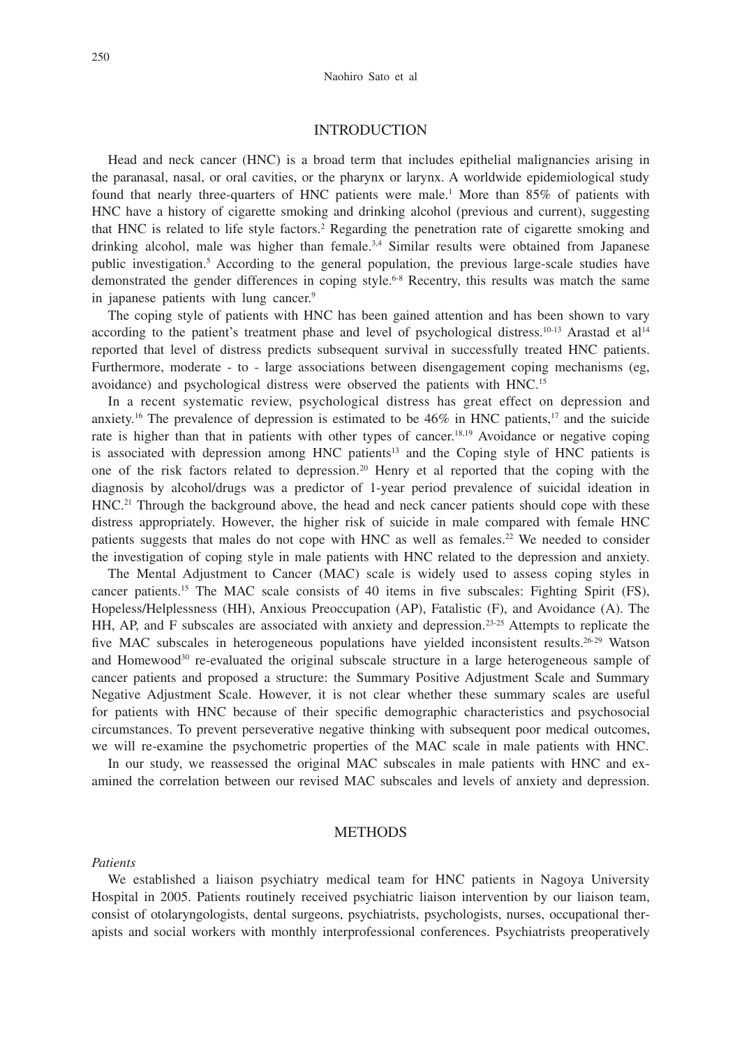## INTRODUCTION

Head and neck cancer (HNC) is a broad term that includes epithelial malignancies arising in the paranasal, nasal, or oral cavities, or the pharynx or larynx. A worldwide epidemiological study found that nearly three-quarters of HNC patients were male.[1] More than 85% of patients with HNC have a history of cigarette smoking and drinking alcohol (previous and current), suggesting that HNC is related to life style factors.[2] Regarding the penetration rate of cigarette smoking and drinking alcohol, male was higher than female.[3,4] Similar results were obtained from Japanese public investigation.[5] According to the general population, the previous large-scale studies have demonstrated the gender differences in coping style.[6-8] Recentry, this results was match the same in japanese patients with lung cancer.[9]

The coping style of patients with HNC has been gained attention and has been shown to vary according to the patient's treatment phase and level of psychological distress.[10-13] Arastad et al[14] reported that level of distress predicts subsequent survival in successfully treated HNC patients. Furthermore, moderate - to - large associations between disengagement coping mechanisms (eg, avoidance) and psychological distress were observed the patients with HNC.[15]

In a recent systematic review, psychological distress has great effect on depression and anxiety.[16] The prevalence of depression is estimated to be 46% in HNC patients,[17] and the suicide rate is higher than that in patients with other types of cancer.[18,19] Avoidance or negative coping is associated with depression among HNC patients[13] and the Coping style of HNC patients is one of the risk factors related to depression.[20] Henry et al reported that the coping with the diagnosis by alcohol/drugs was a predictor of 1-year period prevalence of suicidal ideation in HNC.[21] Through the background above, the head and neck cancer patients should cope with these distress appropriately. However, the higher risk of suicide in male compared with female HNC patients suggests that males do not cope with HNC as well as females.[22] We needed to consider the investigation of coping style in male patients with HNC related to the depression and anxiety.

The Mental Adjustment to Cancer (MAC) scale is widely used to assess coping styles in cancer patients.[15] The MAC scale consists of 40 items in five subscales: Fighting Spirit (FS), Hopeless/Helplessness (HH), Anxious Preoccupation (AP), Fatalistic (F), and Avoidance (A). The HH, AP, and F subscales are associated with anxiety and depression.[23-25] Attempts to replicate the five MAC subscales in heterogeneous populations have yielded inconsistent results.[26-29] Watson and Homewood[30] re-evaluated the original subscale structure in a large heterogeneous sample of cancer patients and proposed a structure: the Summary Positive Adjustment Scale and Summary Negative Adjustment Scale. However, it is not clear whether these summary scales are useful for patients with HNC because of their specific demographic characteristics and psychosocial circumstances. To prevent perseverative negative thinking with subsequent poor medical outcomes, we will re-examine the psychometric properties of the MAC scale in male patients with HNC.

In our study, we reassessed the original MAC subscales in male patients with HNC and examined the correlation between our revised MAC subscales and levels of anxiety and depression.

## METHODS

*Patients*

We established a liaison psychiatry medical team for HNC patients in Nagoya University Hospital in 2005. Patients routinely received psychiatric liaison intervention by our liaison team, consist of otolaryngologists, dental surgeons, psychiatrists, psychologists, nurses, occupational therapists and social workers with monthly interprofessional conferences. Psychiatrists preoperatively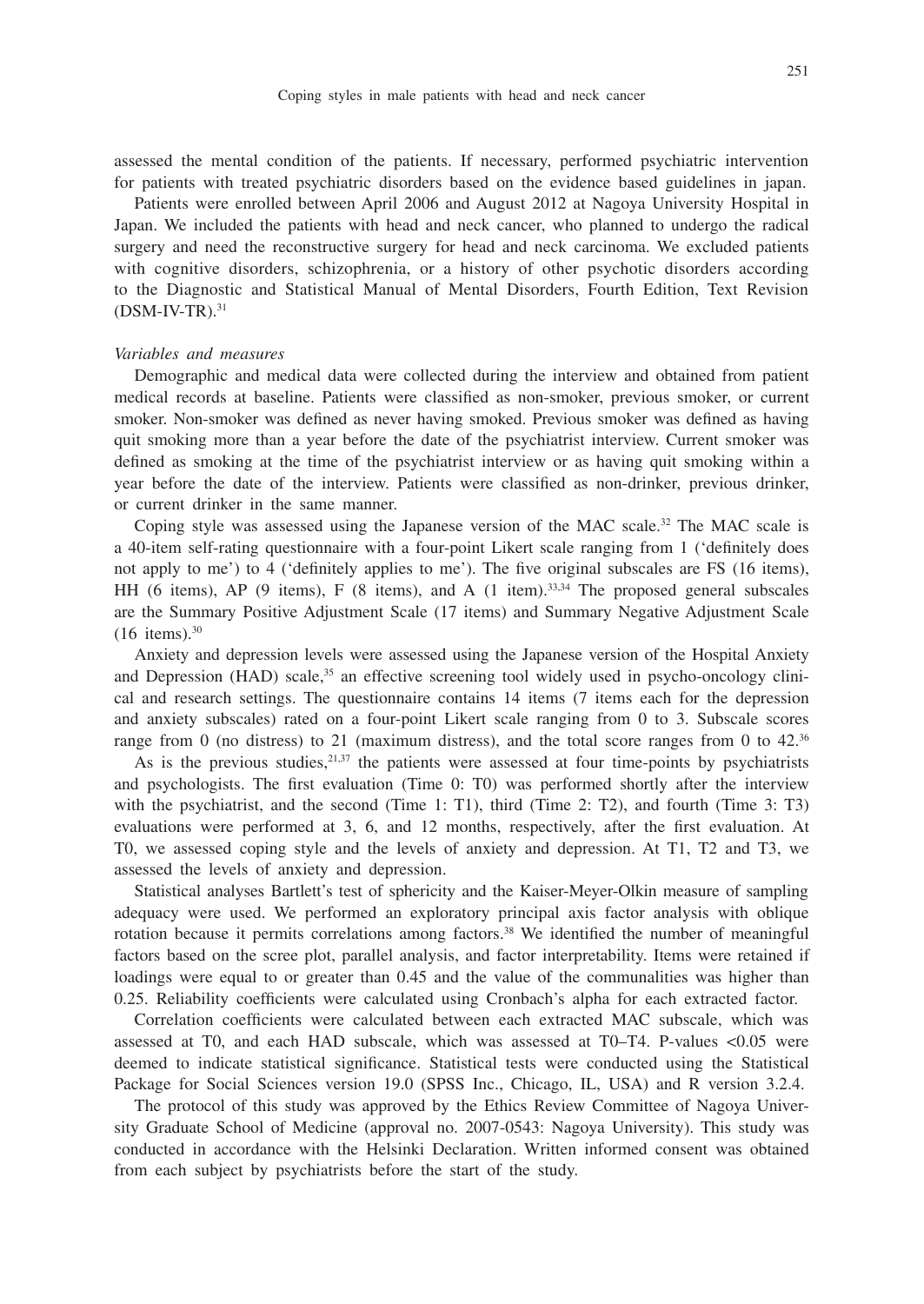assessed the mental condition of the patients. If necessary, performed psychiatric intervention for patients with treated psychiatric disorders based on the evidence based guidelines in japan.

Patients were enrolled between April 2006 and August 2012 at Nagoya University Hospital in Japan. We included the patients with head and neck cancer, who planned to undergo the radical surgery and need the reconstructive surgery for head and neck carcinoma. We excluded patients with cognitive disorders, schizophrenia, or a history of other psychotic disorders according to the Diagnostic and Statistical Manual of Mental Disorders, Fourth Edition, Text Revision (DSM-IV-TR).[31]

*Variables and measures*

Demographic and medical data were collected during the interview and obtained from patient medical records at baseline. Patients were classified as non-smoker, previous smoker, or current smoker. Non-smoker was defined as never having smoked. Previous smoker was defined as having quit smoking more than a year before the date of the psychiatrist interview. Current smoker was defined as smoking at the time of the psychiatrist interview or as having quit smoking within a year before the date of the interview. Patients were classified as non-drinker, previous drinker, or current drinker in the same manner.

Coping style was assessed using the Japanese version of the MAC scale.[32] The MAC scale is a 40-item self-rating questionnaire with a four-point Likert scale ranging from 1 ('definitely does not apply to me') to 4 ('definitely applies to me'). The five original subscales are FS (16 items), HH (6 items), AP (9 items), F (8 items), and A (1 item).[33,34] The proposed general subscales are the Summary Positive Adjustment Scale (17 items) and Summary Negative Adjustment Scale (16 items).[30]

Anxiety and depression levels were assessed using the Japanese version of the Hospital Anxiety and Depression (HAD) scale,[35] an effective screening tool widely used in psycho-oncology clinical and research settings. The questionnaire contains 14 items (7 items each for the depression and anxiety subscales) rated on a four-point Likert scale ranging from 0 to 3. Subscale scores range from 0 (no distress) to 21 (maximum distress), and the total score ranges from 0 to 42.[36]

As is the previous studies,[21,37] the patients were assessed at four time-points by psychiatrists and psychologists. The first evaluation (Time 0: T0) was performed shortly after the interview with the psychiatrist, and the second (Time 1: T1), third (Time 2: T2), and fourth (Time 3: T3) evaluations were performed at 3, 6, and 12 months, respectively, after the first evaluation. At T0, we assessed coping style and the levels of anxiety and depression. At T1, T2 and T3, we assessed the levels of anxiety and depression.

Statistical analyses Bartlett's test of sphericity and the Kaiser-Meyer-Olkin measure of sampling adequacy were used. We performed an exploratory principal axis factor analysis with oblique rotation because it permits correlations among factors.[38] We identified the number of meaningful factors based on the scree plot, parallel analysis, and factor interpretability. Items were retained if loadings were equal to or greater than 0.45 and the value of the communalities was higher than 0.25. Reliability coefficients were calculated using Cronbach's alpha for each extracted factor.

Correlation coefficients were calculated between each extracted MAC subscale, which was assessed at T0, and each HAD subscale, which was assessed at T0–T4. P-values $<0.05$ were deemed to indicate statistical significance. Statistical tests were conducted using the Statistical Package for Social Sciences version 19.0 (SPSS Inc., Chicago, IL, USA) and R version 3.2.4.

The protocol of this study was approved by the Ethics Review Committee of Nagoya University Graduate School of Medicine (approval no. 2007-0543: Nagoya University). This study was conducted in accordance with the Helsinki Declaration. Written informed consent was obtained from each subject by psychiatrists before the start of the study.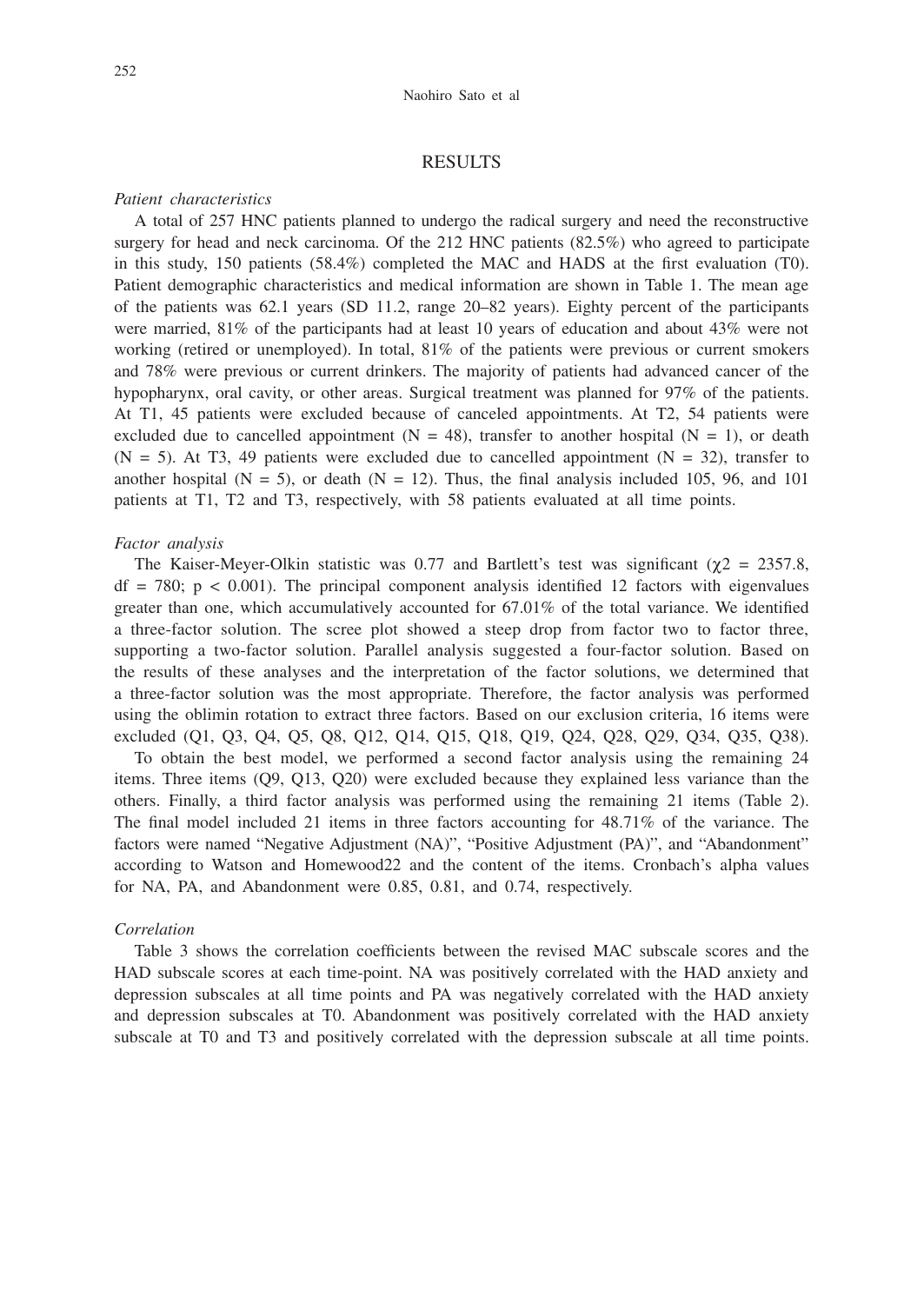## RESULTS

*Patient characteristics*

A total of 257 HNC patients planned to undergo the radical surgery and need the reconstructive surgery for head and neck carcinoma. Of the 212 HNC patients (82.5%) who agreed to participate in this study, 150 patients (58.4%) completed the MAC and HADS at the first evaluation (T0). Patient demographic characteristics and medical information are shown in Table 1. The mean age of the patients was 62.1 years (SD 11.2, range 20–82 years). Eighty percent of the participants were married, 81% of the participants had at least 10 years of education and about 43% were not working (retired or unemployed). In total, 81% of the patients were previous or current smokers and 78% were previous or current drinkers. The majority of patients had advanced cancer of the hypopharynx, oral cavity, or other areas. Surgical treatment was planned for 97% of the patients. At T1, 45 patients were excluded because of canceled appointments. At T2, 54 patients were excluded due to cancelled appointment (N = 48), transfer to another hospital (N = 1), or death (N = 5). At T3, 49 patients were excluded due to cancelled appointment (N = 32), transfer to another hospital (N = 5), or death (N = 12). Thus, the final analysis included 105, 96, and 101 patients at T1, T2 and T3, respectively, with 58 patients evaluated at all time points.

*Factor analysis*

The Kaiser-Meyer-Olkin statistic was 0.77 and Bartlett's test was significant ($\chi^2 = 2357.8$, df = 780; $p < 0.001$). The principal component analysis identified 12 factors with eigenvalues greater than one, which accumulatively accounted for 67.01% of the total variance. We identified a three-factor solution. The scree plot showed a steep drop from factor two to factor three, supporting a two-factor solution. Parallel analysis suggested a four-factor solution. Based on the results of these analyses and the interpretation of the factor solutions, we determined that a three-factor solution was the most appropriate. Therefore, the factor analysis was performed using the oblimin rotation to extract three factors. Based on our exclusion criteria, 16 items were excluded (Q1, Q3, Q4, Q5, Q8, Q12, Q14, Q15, Q18, Q19, Q24, Q28, Q29, Q34, Q35, Q38).

To obtain the best model, we performed a second factor analysis using the remaining 24 items. Three items (Q9, Q13, Q20) were excluded because they explained less variance than the others. Finally, a third factor analysis was performed using the remaining 21 items (Table 2). The final model included 21 items in three factors accounting for 48.71% of the variance. The factors were named "Negative Adjustment (NA)", "Positive Adjustment (PA)", and "Abandonment" according to Watson and Homewood[22] and the content of the items. Cronbach's alpha values for NA, PA, and Abandonment were 0.85, 0.81, and 0.74, respectively.

*Correlation*

Table 3 shows the correlation coefficients between the revised MAC subscale scores and the HAD subscale scores at each time-point. NA was positively correlated with the HAD anxiety and depression subscales at all time points and PA was negatively correlated with the HAD anxiety and depression subscales at T0. Abandonment was positively correlated with the HAD anxiety subscale at T0 and T3 and positively correlated with the depression subscale at all time points.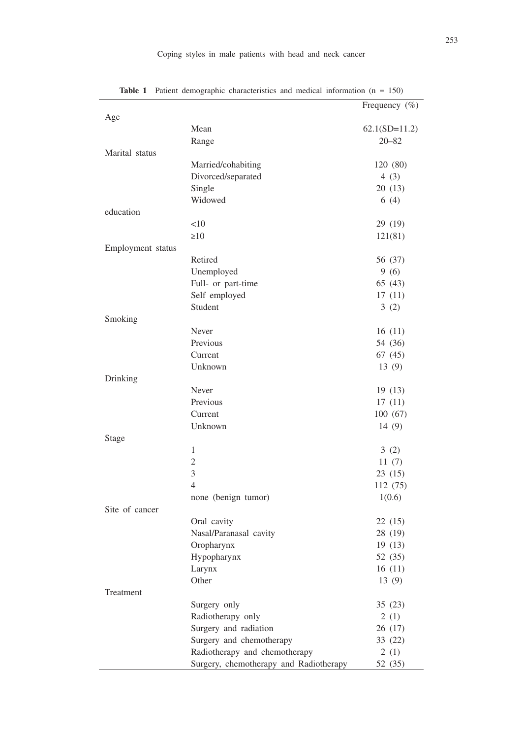**Table 1** Patient demographic characteristics and medical information (n = 150)

| | | Frequency (%) |
|---|---|---|
| Age | | |
| | Mean | 62.1(SD=11.2) |
| | Range | 20–82 |
| Marital status | | |
| | Married/cohabiting | 120 (80) |
| | Divorced/separated | 4 (3) |
| | Single | 20 (13) |
| | Widowed | 6 (4) |
| education | | |
| | <10 | 29 (19) |
| | ≥10 | 121(81) |
| Employment status | | |
| | Retired | 56 (37) |
| | Unemployed | 9 (6) |
| | Full- or part-time | 65 (43) |
| | Self employed | 17 (11) |
| | Student | 3 (2) |
| Smoking | | |
| | Never | 16 (11) |
| | Previous | 54 (36) |
| | Current | 67 (45) |
| | Unknown | 13 (9) |
| Drinking | | |
| | Never | 19 (13) |
| | Previous | 17 (11) |
| | Current | 100 (67) |
| | Unknown | 14 (9) |
| Stage | | |
| | 1 | 3 (2) |
| | 2 | 11 (7) |
| | 3 | 23 (15) |
| | 4 | 112 (75) |
| | none (benign tumor) | 1(0.6) |
| Site of cancer | | |
| | Oral cavity | 22 (15) |
| | Nasal/Paranasal cavity | 28 (19) |
| | Oropharynx | 19 (13) |
| | Hypopharynx | 52 (35) |
| | Larynx | 16 (11) |
| | Other | 13 (9) |
| Treatment | | |
| | Surgery only | 35 (23) |
| | Radiotherapy only | 2 (1) |
| | Surgery and radiation | 26 (17) |
| | Surgery and chemotherapy | 33 (22) |
| | Radiotherapy and chemotherapy | 2 (1) |
| | Surgery, chemotherapy and Radiotherapy | 52 (35) |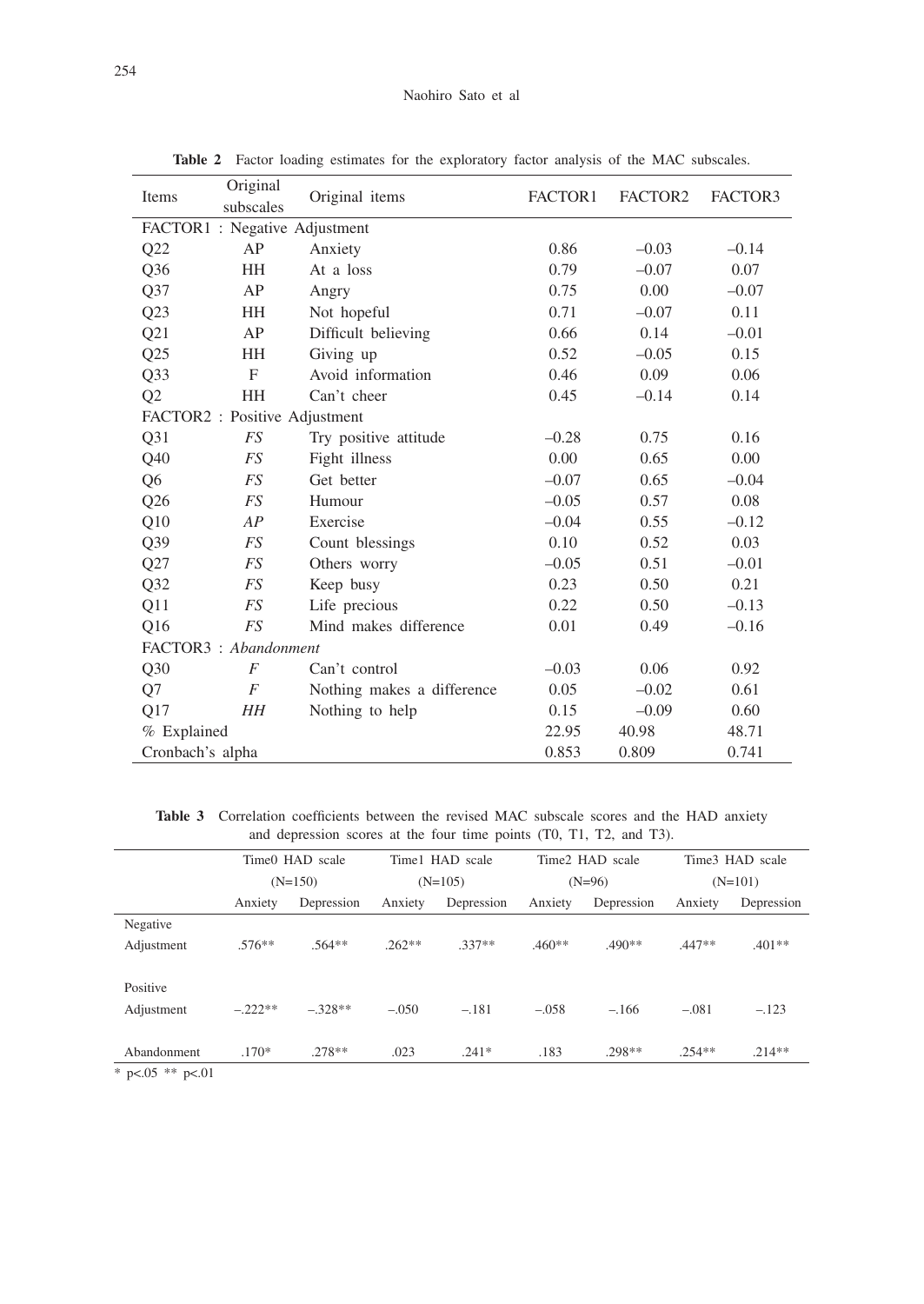**Table 2** Factor loading estimates for the exploratory factor analysis of the MAC subscales.

| Items | Original subscales | Original items | FACTOR1 | FACTOR2 | FACTOR3 |
|---|---|---|---|---|---|
| FACTOR1 : Negative Adjustment | | | | | |
| Q22 | AP | Anxiety | 0.86 | –0.03 | –0.14 |
| Q36 | HH | At a loss | 0.79 | –0.07 | 0.07 |
| Q37 | AP | Angry | 0.75 | 0.00 | –0.07 |
| Q23 | HH | Not hopeful | 0.71 | –0.07 | 0.11 |
| Q21 | AP | Difficult believing | 0.66 | 0.14 | –0.01 |
| Q25 | HH | Giving up | 0.52 | –0.05 | 0.15 |
| Q33 | F | Avoid information | 0.46 | 0.09 | 0.06 |
| Q2 | HH | Can't cheer | 0.45 | –0.14 | 0.14 |
| FACTOR2 : Positive Adjustment | | | | | |
| Q31 | *FS* | Try positive attitude | –0.28 | 0.75 | 0.16 |
| Q40 | *FS* | Fight illness | 0.00 | 0.65 | 0.00 |
| Q6 | *FS* | Get better | –0.07 | 0.65 | –0.04 |
| Q26 | *FS* | Humour | –0.05 | 0.57 | 0.08 |
| Q10 | *AP* | Exercise | –0.04 | 0.55 | –0.12 |
| Q39 | *FS* | Count blessings | 0.10 | 0.52 | 0.03 |
| Q27 | *FS* | Others worry | –0.05 | 0.51 | –0.01 |
| Q32 | *FS* | Keep busy | 0.23 | 0.50 | 0.21 |
| Q11 | *FS* | Life precious | 0.22 | 0.50 | –0.13 |
| Q16 | *FS* | Mind makes difference | 0.01 | 0.49 | –0.16 |
| FACTOR3 : *Abandonment* | | | | | |
| Q30 | *F* | Can't control | –0.03 | 0.06 | 0.92 |
| Q7 | *F* | Nothing makes a difference | 0.05 | –0.02 | 0.61 |
| Q17 | *HH* | Nothing to help | 0.15 | –0.09 | 0.60 |
| % Explained | | | 22.95 | 40.98 | 48.71 |
| Cronbach's alpha | | | 0.853 | 0.809 | 0.741 |

**Table 3** Correlation coefficients between the revised MAC subscale scores and the HAD anxiety and depression scores at the four time points (T0, T1, T2, and T3).

| | Time0 HAD scale (N=150) | | Time1 HAD scale (N=105) | | Time2 HAD scale (N=96) | | Time3 HAD scale (N=101) | |
|---|---|---|---|---|---|---|---|---|
| | Anxiety | Depression | Anxiety | Depression | Anxiety | Depression | Anxiety | Depression |
| Negative Adjustment | .576** | .564** | .262** | .337** | .460** | .490** | .447** | .401** |
| Positive Adjustment | –.222** | –.328** | –.050 | –.181 | –.058 | –.166 | –.081 | –.123 |
| Abandonment | .170* | .278** | .023 | .241* | .183 | .298** | .254** | .214** |

* p<.05 ** p<.01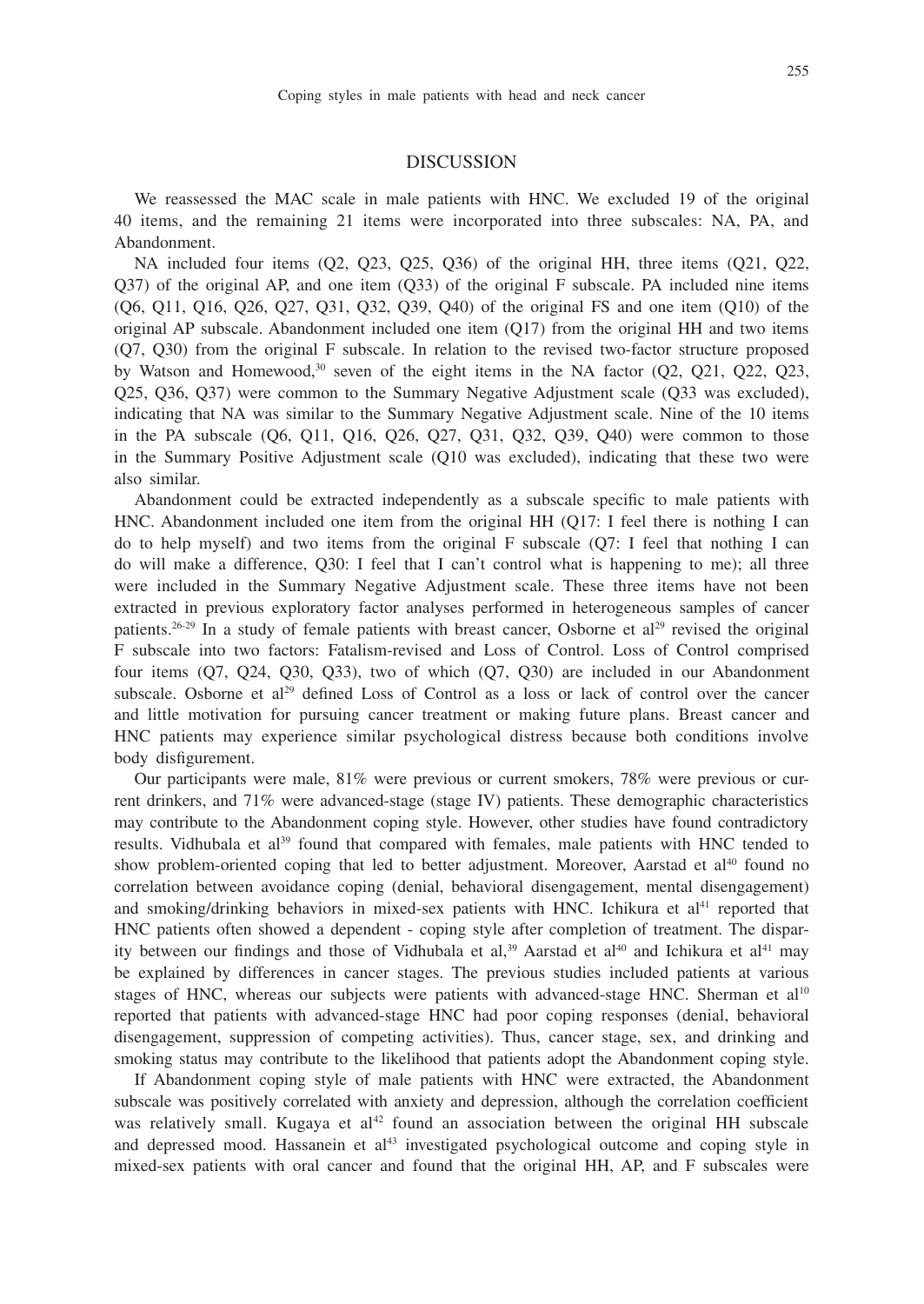## DISCUSSION

We reassessed the MAC scale in male patients with HNC. We excluded 19 of the original 40 items, and the remaining 21 items were incorporated into three subscales: NA, PA, and Abandonment.

NA included four items (Q2, Q23, Q25, Q36) of the original HH, three items (Q21, Q22, Q37) of the original AP, and one item (Q33) of the original F subscale. PA included nine items (Q6, Q11, Q16, Q26, Q27, Q31, Q32, Q39, Q40) of the original FS and one item (Q10) of the original AP subscale. Abandonment included one item (Q17) from the original HH and two items (Q7, Q30) from the original F subscale. In relation to the revised two-factor structure proposed by Watson and Homewood,[30] seven of the eight items in the NA factor (Q2, Q21, Q22, Q23, Q25, Q36, Q37) were common to the Summary Negative Adjustment scale (Q33 was excluded), indicating that NA was similar to the Summary Negative Adjustment scale. Nine of the 10 items in the PA subscale (Q6, Q11, Q16, Q26, Q27, Q31, Q32, Q39, Q40) were common to those in the Summary Positive Adjustment scale (Q10 was excluded), indicating that these two were also similar.

Abandonment could be extracted independently as a subscale specific to male patients with HNC. Abandonment included one item from the original HH (Q17: I feel there is nothing I can do to help myself) and two items from the original F subscale (Q7: I feel that nothing I can do will make a difference, Q30: I feel that I can't control what is happening to me); all three were included in the Summary Negative Adjustment scale. These three items have not been extracted in previous exploratory factor analyses performed in heterogeneous samples of cancer patients.[26-29] In a study of female patients with breast cancer, Osborne et al[29] revised the original F subscale into two factors: Fatalism-revised and Loss of Control. Loss of Control comprised four items (Q7, Q24, Q30, Q33), two of which (Q7, Q30) are included in our Abandonment subscale. Osborne et al[29] defined Loss of Control as a loss or lack of control over the cancer and little motivation for pursuing cancer treatment or making future plans. Breast cancer and HNC patients may experience similar psychological distress because both conditions involve body disfigurement.

Our participants were male, 81% were previous or current smokers, 78% were previous or current drinkers, and 71% were advanced-stage (stage IV) patients. These demographic characteristics may contribute to the Abandonment coping style. However, other studies have found contradictory results. Vidhubala et al[39] found that compared with females, male patients with HNC tended to show problem-oriented coping that led to better adjustment. Moreover, Aarstad et al[40] found no correlation between avoidance coping (denial, behavioral disengagement, mental disengagement) and smoking/drinking behaviors in mixed-sex patients with HNC. Ichikura et al[41] reported that HNC patients often showed a dependent - coping style after completion of treatment. The disparity between our findings and those of Vidhubala et al,[39] Aarstad et al[40] and Ichikura et al[41] may be explained by differences in cancer stages. The previous studies included patients at various stages of HNC, whereas our subjects were patients with advanced-stage HNC. Sherman et al[10] reported that patients with advanced-stage HNC had poor coping responses (denial, behavioral disengagement, suppression of competing activities). Thus, cancer stage, sex, and drinking and smoking status may contribute to the likelihood that patients adopt the Abandonment coping style.

If Abandonment coping style of male patients with HNC were extracted, the Abandonment subscale was positively correlated with anxiety and depression, although the correlation coefficient was relatively small. Kugaya et al[42] found an association between the original HH subscale and depressed mood. Hassanein et al[43] investigated psychological outcome and coping style in mixed-sex patients with oral cancer and found that the original HH, AP, and F subscales were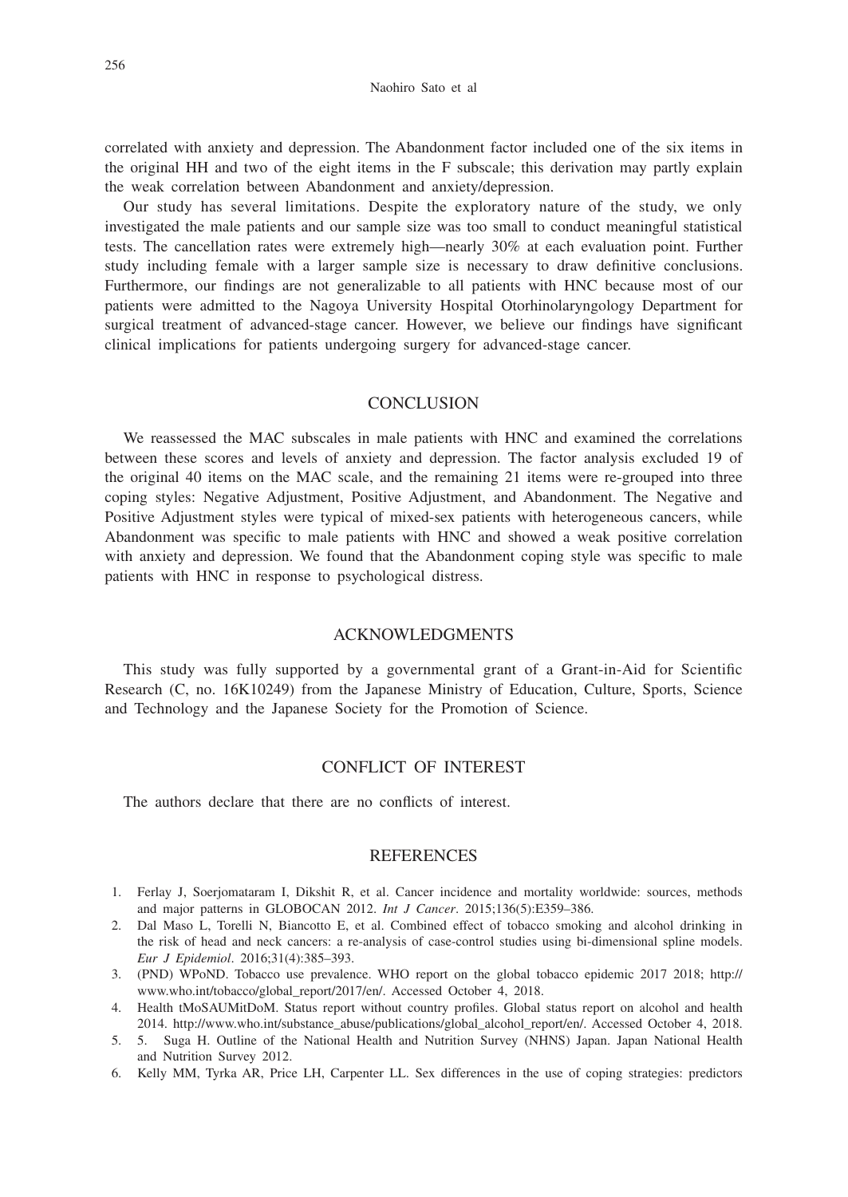correlated with anxiety and depression. The Abandonment factor included one of the six items in the original HH and two of the eight items in the F subscale; this derivation may partly explain the weak correlation between Abandonment and anxiety/depression.

Our study has several limitations. Despite the exploratory nature of the study, we only investigated the male patients and our sample size was too small to conduct meaningful statistical tests. The cancellation rates were extremely high—nearly 30% at each evaluation point. Further study including female with a larger sample size is necessary to draw definitive conclusions. Furthermore, our findings are not generalizable to all patients with HNC because most of our patients were admitted to the Nagoya University Hospital Otorhinolaryngology Department for surgical treatment of advanced-stage cancer. However, we believe our findings have significant clinical implications for patients undergoing surgery for advanced-stage cancer.

## CONCLUSION

We reassessed the MAC subscales in male patients with HNC and examined the correlations between these scores and levels of anxiety and depression. The factor analysis excluded 19 of the original 40 items on the MAC scale, and the remaining 21 items were re-grouped into three coping styles: Negative Adjustment, Positive Adjustment, and Abandonment. The Negative and Positive Adjustment styles were typical of mixed-sex patients with heterogeneous cancers, while Abandonment was specific to male patients with HNC and showed a weak positive correlation with anxiety and depression. We found that the Abandonment coping style was specific to male patients with HNC in response to psychological distress.

## ACKNOWLEDGMENTS

This study was fully supported by a governmental grant of a Grant-in-Aid for Scientific Research (C, no. 16K10249) from the Japanese Ministry of Education, Culture, Sports, Science and Technology and the Japanese Society for the Promotion of Science.

## CONFLICT OF INTEREST

The authors declare that there are no conflicts of interest.

## REFERENCES

1. Ferlay J, Soerjomataram I, Dikshit R, et al. Cancer incidence and mortality worldwide: sources, methods and major patterns in GLOBOCAN 2012. *Int J Cancer*. 2015;136(5):E359–386.
2. Dal Maso L, Torelli N, Biancotto E, et al. Combined effect of tobacco smoking and alcohol drinking in the risk of head and neck cancers: a re-analysis of case-control studies using bi-dimensional spline models. *Eur J Epidemiol*. 2016;31(4):385–393.
3. (PND) WPoND. Tobacco use prevalence. WHO report on the global tobacco epidemic 2017 2018; http://www.who.int/tobacco/global_report/2017/en/. Accessed October 4, 2018.
4. Health tMoSAUMitDoM. Status report without country profiles. Global status report on alcohol and health 2014. http://www.who.int/substance_abuse/publications/global_alcohol_report/en/. Accessed October 4, 2018.
5. 5. Suga H. Outline of the National Health and Nutrition Survey (NHNS) Japan. Japan National Health and Nutrition Survey 2012.
6. Kelly MM, Tyrka AR, Price LH, Carpenter LL. Sex differences in the use of coping strategies: predictors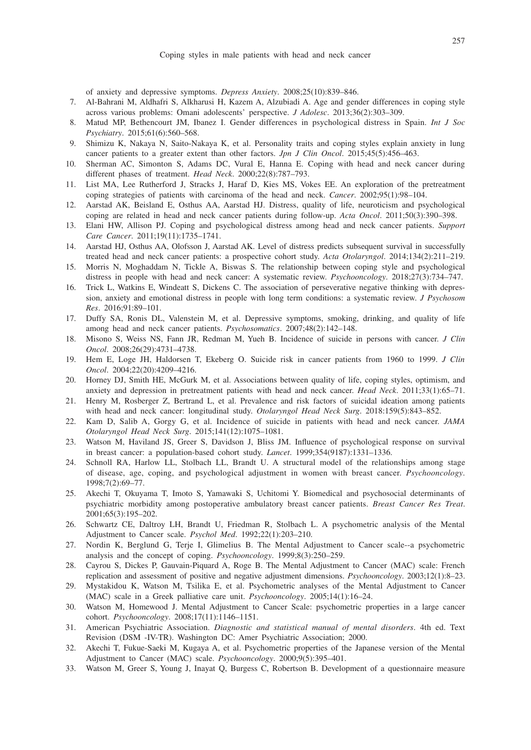of anxiety and depressive symptoms. *Depress Anxiety*. 2008;25(10):839–846.

7. Al-Bahrani M, Aldhafri S, Alkharusi H, Kazem A, Alzubiadi A. Age and gender differences in coping style across various problems: Omani adolescents' perspective. *J Adolesc*. 2013;36(2):303–309.
8. Matud MP, Bethencourt JM, Ibanez I. Gender differences in psychological distress in Spain. *Int J Soc Psychiatry*. 2015;61(6):560–568.
9. Shimizu K, Nakaya N, Saito-Nakaya K, et al. Personality traits and coping styles explain anxiety in lung cancer patients to a greater extent than other factors. *Jpn J Clin Oncol*. 2015;45(5):456–463.
10. Sherman AC, Simonton S, Adams DC, Vural E, Hanna E. Coping with head and neck cancer during different phases of treatment. *Head Neck*. 2000;22(8):787–793.
11. List MA, Lee Rutherford J, Stracks J, Haraf D, Kies MS, Vokes EE. An exploration of the pretreatment coping strategies of patients with carcinoma of the head and neck. *Cancer*. 2002;95(1):98–104.
12. Aarstad AK, Beisland E, Osthus AA, Aarstad HJ. Distress, quality of life, neuroticism and psychological coping are related in head and neck cancer patients during follow-up. *Acta Oncol*. 2011;50(3):390–398.
13. Elani HW, Allison PJ. Coping and psychological distress among head and neck cancer patients. *Support Care Cancer*. 2011;19(11):1735–1741.
14. Aarstad HJ, Osthus AA, Olofsson J, Aarstad AK. Level of distress predicts subsequent survival in successfully treated head and neck cancer patients: a prospective cohort study. *Acta Otolaryngol*. 2014;134(2):211–219.
15. Morris N, Moghaddam N, Tickle A, Biswas S. The relationship between coping style and psychological distress in people with head and neck cancer: A systematic review. *Psychooncology*. 2018;27(3):734–747.
16. Trick L, Watkins E, Windeatt S, Dickens C. The association of perseverative negative thinking with depression, anxiety and emotional distress in people with long term conditions: a systematic review. *J Psychosom Res*. 2016;91:89–101.
17. Duffy SA, Ronis DL, Valenstein M, et al. Depressive symptoms, smoking, drinking, and quality of life among head and neck cancer patients. *Psychosomatics*. 2007;48(2):142–148.
18. Misono S, Weiss NS, Fann JR, Redman M, Yueh B. Incidence of suicide in persons with cancer. *J Clin Oncol*. 2008;26(29):4731–4738.
19. Hem E, Loge JH, Haldorsen T, Ekeberg O. Suicide risk in cancer patients from 1960 to 1999. *J Clin Oncol*. 2004;22(20):4209–4216.
20. Horney DJ, Smith HE, McGurk M, et al. Associations between quality of life, coping styles, optimism, and anxiety and depression in pretreatment patients with head and neck cancer. *Head Neck*. 2011;33(1):65–71.
21. Henry M, Rosberger Z, Bertrand L, et al. Prevalence and risk factors of suicidal ideation among patients with head and neck cancer: longitudinal study. *Otolaryngol Head Neck Surg*. 2018:159(5):843–852.
22. Kam D, Salib A, Gorgy G, et al. Incidence of suicide in patients with head and neck cancer. *JAMA Otolaryngol Head Neck Surg*. 2015;141(12):1075–1081.
23. Watson M, Haviland JS, Greer S, Davidson J, Bliss JM. Influence of psychological response on survival in breast cancer: a population-based cohort study. *Lancet*. 1999;354(9187):1331–1336.
24. Schnoll RA, Harlow LL, Stolbach LL, Brandt U. A structural model of the relationships among stage of disease, age, coping, and psychological adjustment in women with breast cancer. *Psychooncology*. 1998;7(2):69–77.
25. Akechi T, Okuyama T, Imoto S, Yamawaki S, Uchitomi Y. Biomedical and psychosocial determinants of psychiatric morbidity among postoperative ambulatory breast cancer patients. *Breast Cancer Res Treat*. 2001;65(3):195–202.
26. Schwartz CE, Daltroy LH, Brandt U, Friedman R, Stolbach L. A psychometric analysis of the Mental Adjustment to Cancer scale. *Psychol Med*. 1992;22(1):203–210.
27. Nordin K, Berglund G, Terje I, Glimelius B. The Mental Adjustment to Cancer scale--a psychometric analysis and the concept of coping. *Psychooncology*. 1999;8(3):250–259.
28. Cayrou S, Dickes P, Gauvain-Piquard A, Roge B. The Mental Adjustment to Cancer (MAC) scale: French replication and assessment of positive and negative adjustment dimensions. *Psychooncology*. 2003;12(1):8–23.
29. Mystakidou K, Watson M, Tsilika E, et al. Psychometric analyses of the Mental Adjustment to Cancer (MAC) scale in a Greek palliative care unit. *Psychooncology*. 2005;14(1):16–24.
30. Watson M, Homewood J. Mental Adjustment to Cancer Scale: psychometric properties in a large cancer cohort. *Psychooncology*. 2008;17(11):1146–1151.
31. American Psychiatric Association. *Diagnostic and statistical manual of mental disorders*. 4th ed. Text Revision (DSM -IV-TR). Washington DC: Amer Psychiatric Association; 2000.
32. Akechi T, Fukue-Saeki M, Kugaya A, et al. Psychometric properties of the Japanese version of the Mental Adjustment to Cancer (MAC) scale. *Psychooncology*. 2000;9(5):395–401.
33. Watson M, Greer S, Young J, Inayat Q, Burgess C, Robertson B. Development of a questionnaire measure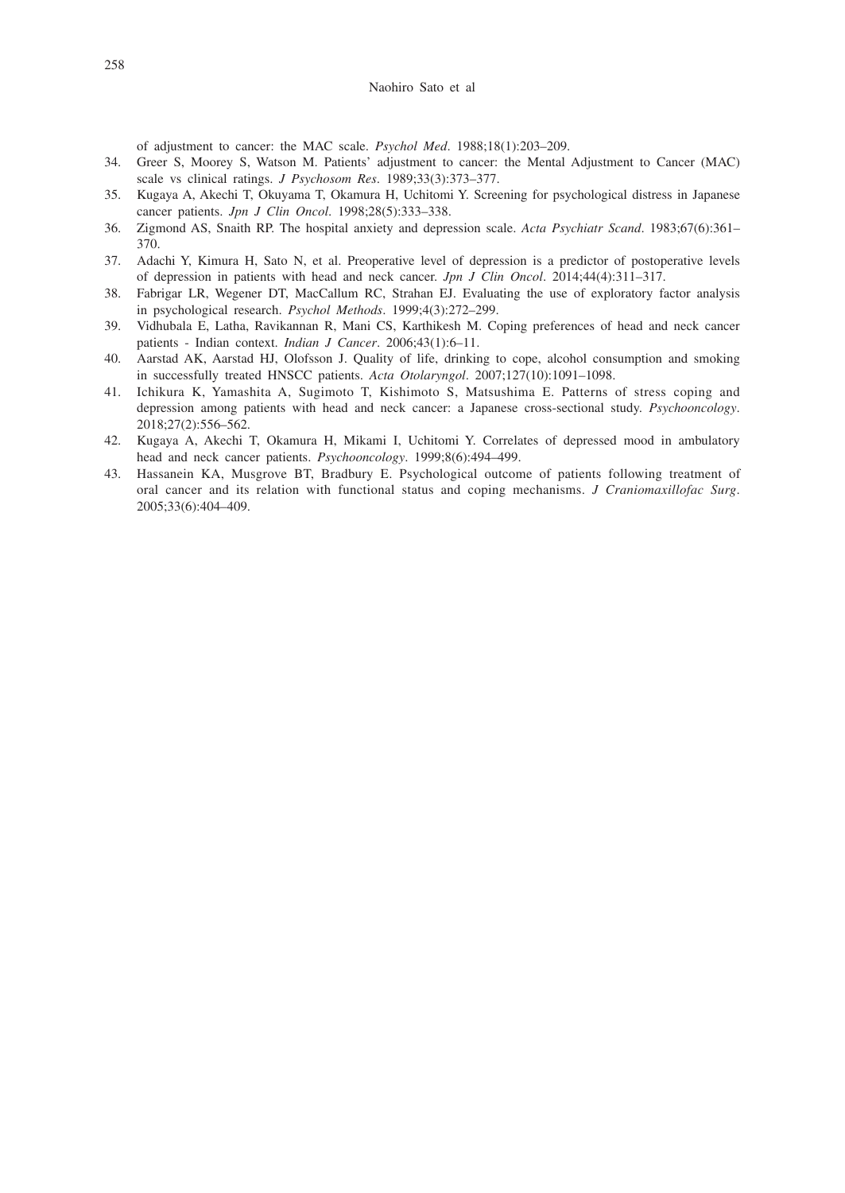of adjustment to cancer: the MAC scale. *Psychol Med*. 1988;18(1):203–209.

34. Greer S, Moorey S, Watson M. Patients' adjustment to cancer: the Mental Adjustment to Cancer (MAC) scale vs clinical ratings. *J Psychosom Res*. 1989;33(3):373–377.
35. Kugaya A, Akechi T, Okuyama T, Okamura H, Uchitomi Y. Screening for psychological distress in Japanese cancer patients. *Jpn J Clin Oncol*. 1998;28(5):333–338.
36. Zigmond AS, Snaith RP. The hospital anxiety and depression scale. *Acta Psychiatr Scand*. 1983;67(6):361–370.
37. Adachi Y, Kimura H, Sato N, et al. Preoperative level of depression is a predictor of postoperative levels of depression in patients with head and neck cancer. *Jpn J Clin Oncol*. 2014;44(4):311–317.
38. Fabrigar LR, Wegener DT, MacCallum RC, Strahan EJ. Evaluating the use of exploratory factor analysis in psychological research. *Psychol Methods*. 1999;4(3):272–299.
39. Vidhubala E, Latha, Ravikannan R, Mani CS, Karthikesh M. Coping preferences of head and neck cancer patients - Indian context. *Indian J Cancer*. 2006;43(1):6–11.
40. Aarstad AK, Aarstad HJ, Olofsson J. Quality of life, drinking to cope, alcohol consumption and smoking in successfully treated HNSCC patients. *Acta Otolaryngol*. 2007;127(10):1091–1098.
41. Ichikura K, Yamashita A, Sugimoto T, Kishimoto S, Matsushima E. Patterns of stress coping and depression among patients with head and neck cancer: a Japanese cross-sectional study. *Psychooncology*. 2018;27(2):556–562.
42. Kugaya A, Akechi T, Okamura H, Mikami I, Uchitomi Y. Correlates of depressed mood in ambulatory head and neck cancer patients. *Psychooncology*. 1999;8(6):494–499.
43. Hassanein KA, Musgrove BT, Bradbury E. Psychological outcome of patients following treatment of oral cancer and its relation with functional status and coping mechanisms. *J Craniomaxillofac Surg*. 2005;33(6):404–409.